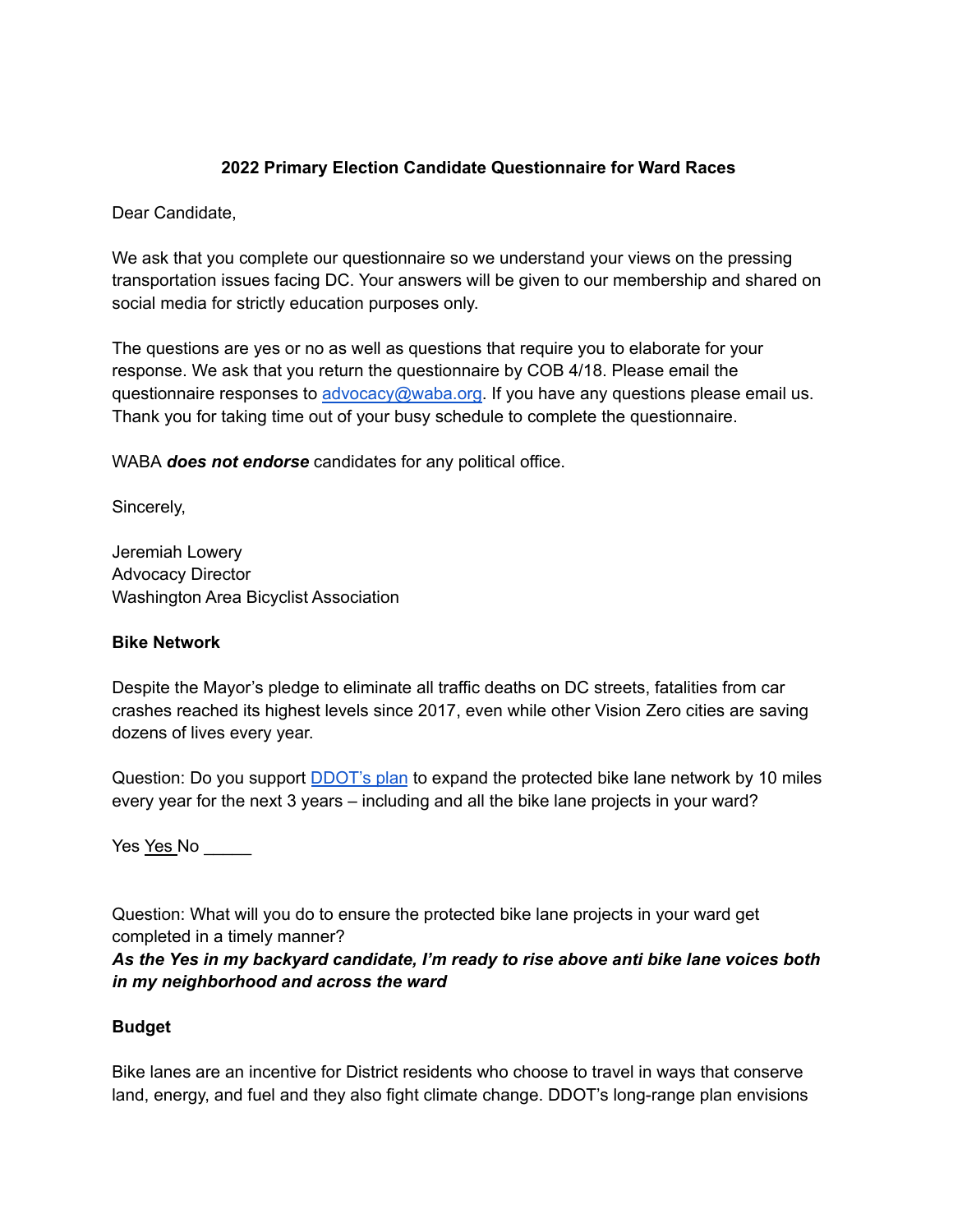**2022 Primary Election Candidate Questionnaire for Ward Races**

Dear Candidate,

We ask that you complete our questionnaire so we understand your views on the pressing transportation issues facing DC. Your answers will be given to our membership and shared on social media for strictly education purposes only.

The questions are yes or no as well as questions that require you to elaborate for your response. We ask that you return the questionnaire by COB 4/18. Please email the questionnaire responses to [advocacy@waba.org](mailto:advocacy@waba.org). If you have any questions please email us. Thank you for taking time out of your busy schedule to complete the questionnaire.

WABA ***does not endorse*** candidates for any political office.

Sincerely,

Jeremiah Lowery
Advocacy Director
Washington Area Bicyclist Association

**Bike Network**

Despite the Mayor's pledge to eliminate all traffic deaths on DC streets, fatalities from car crashes reached its highest levels since 2017, even while other Vision Zero cities are saving dozens of lives every year.

Question: Do you support [DDOT's plan](#) to expand the protected bike lane network by 10 miles every year for the next 3 years – including and all the bike lane projects in your ward?

Yes <u>Yes</u> No _____

Question: What will you do to ensure the protected bike lane projects in your ward get completed in a timely manner?
***As the Yes in my backyard candidate, I'm ready to rise above anti bike lane voices both in my neighborhood and across the ward***

**Budget**

Bike lanes are an incentive for District residents who choose to travel in ways that conserve land, energy, and fuel and they also fight climate change. DDOT's long-range plan envisions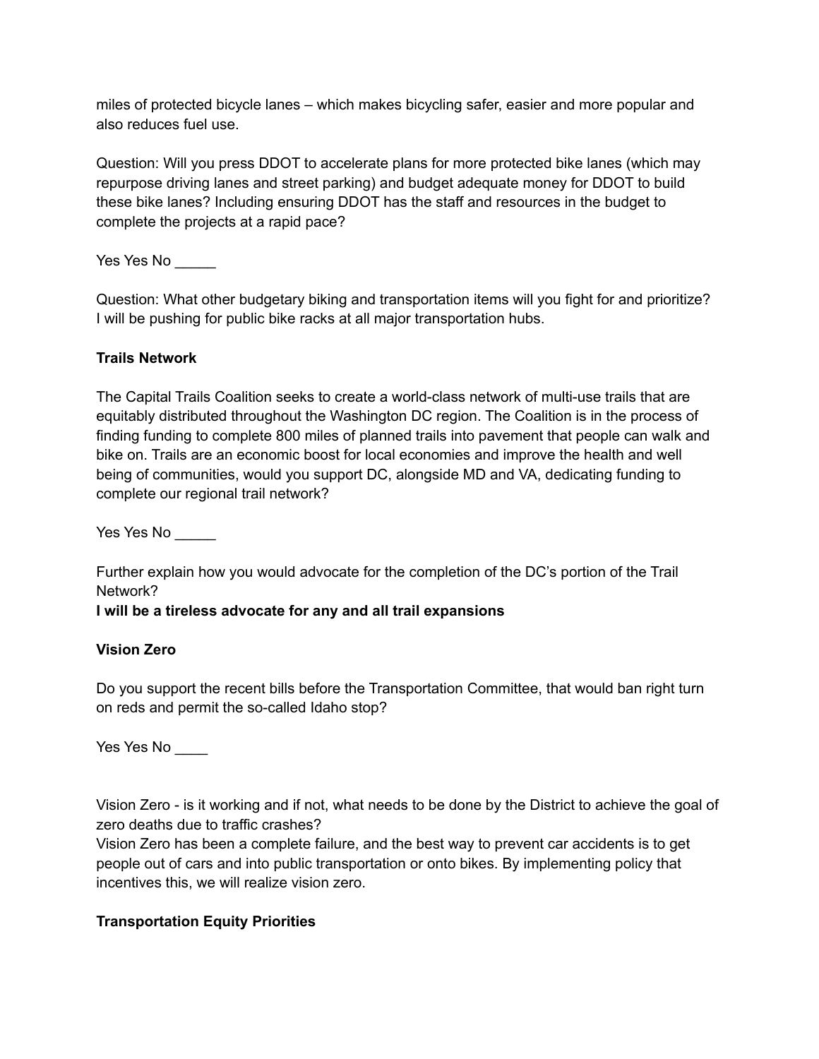miles of protected bicycle lanes – which makes bicycling safer, easier and more popular and also reduces fuel use.

Question: Will you press DDOT to accelerate plans for more protected bike lanes (which may repurpose driving lanes and street parking) and budget adequate money for DDOT to build these bike lanes? Including ensuring DDOT has the staff and resources in the budget to complete the projects at a rapid pace?

Yes Yes No _____

Question: What other budgetary biking and transportation items will you fight for and prioritize?
I will be pushing for public bike racks at all major transportation hubs.

**Trails Network**

The Capital Trails Coalition seeks to create a world-class network of multi-use trails that are equitably distributed throughout the Washington DC region. The Coalition is in the process of finding funding to complete 800 miles of planned trails into pavement that people can walk and bike on. Trails are an economic boost for local economies and improve the health and well being of communities, would you support DC, alongside MD and VA, dedicating funding to complete our regional trail network?

Yes Yes No _____

Further explain how you would advocate for the completion of the DC's portion of the Trail Network?
**I will be a tireless advocate for any and all trail expansions**

**Vision Zero**

Do you support the recent bills before the Transportation Committee, that would ban right turn on reds and permit the so-called Idaho stop?

Yes Yes No ____

Vision Zero - is it working and if not, what needs to be done by the District to achieve the goal of zero deaths due to traffic crashes?
Vision Zero has been a complete failure, and the best way to prevent car accidents is to get people out of cars and into public transportation or onto bikes. By implementing policy that incentives this, we will realize vision zero.

**Transportation Equity Priorities**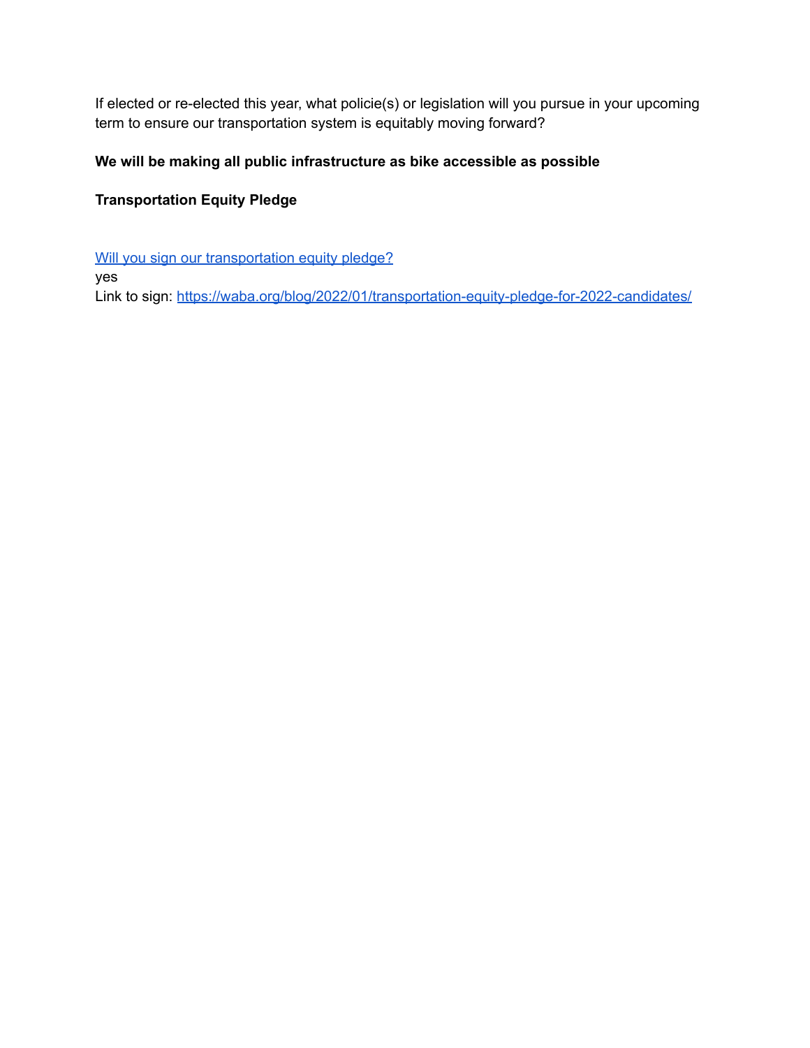If elected or re-elected this year, what policie(s) or legislation will you pursue in your upcoming term to ensure our transportation system is equitably moving forward?

**We will be making all public infrastructure as bike accessible as possible**

**Transportation Equity Pledge**

Will you sign our transportation equity pledge?
yes
Link to sign: https://waba.org/blog/2022/01/transportation-equity-pledge-for-2022-candidates/